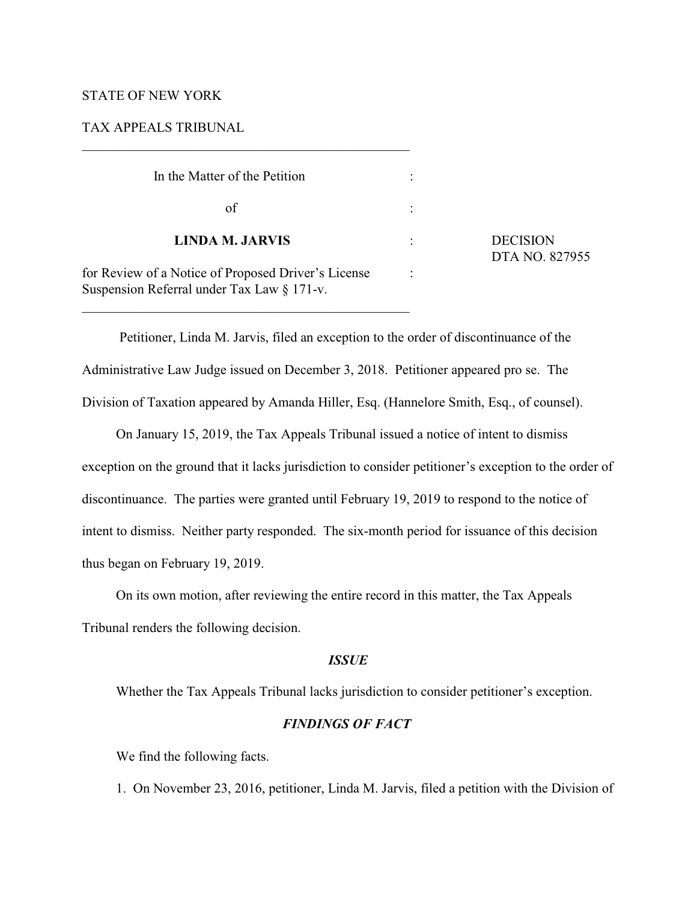STATE OF NEW YORK

TAX APPEALS TRIBUNAL

---

In the Matter of the Petition

of

**LINDA M. JARVIS**

for Review of a Notice of Proposed Driver's License Suspension Referral under Tax Law § 171-v.

DECISION
DTA NO. 827955

---

Petitioner, Linda M. Jarvis, filed an exception to the order of discontinuance of the Administrative Law Judge issued on December 3, 2018. Petitioner appeared pro se. The Division of Taxation appeared by Amanda Hiller, Esq. (Hannelore Smith, Esq., of counsel).

On January 15, 2019, the Tax Appeals Tribunal issued a notice of intent to dismiss exception on the ground that it lacks jurisdiction to consider petitioner's exception to the order of discontinuance. The parties were granted until February 19, 2019 to respond to the notice of intent to dismiss. Neither party responded. The six-month period for issuance of this decision thus began on February 19, 2019.

On its own motion, after reviewing the entire record in this matter, the Tax Appeals Tribunal renders the following decision.

## *ISSUE*

Whether the Tax Appeals Tribunal lacks jurisdiction to consider petitioner's exception.

## *FINDINGS OF FACT*

We find the following facts.

1. On November 23, 2016, petitioner, Linda M. Jarvis, filed a petition with the Division of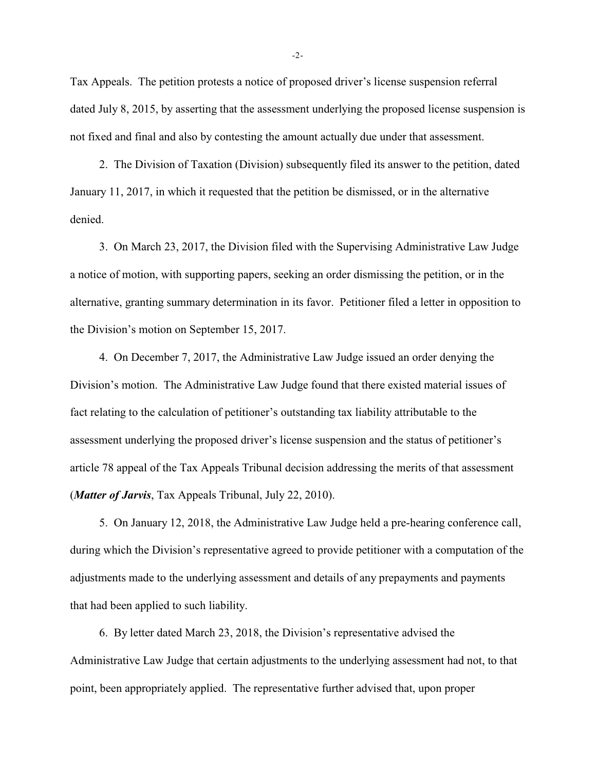Tax Appeals. The petition protests a notice of proposed driver's license suspension referral dated July 8, 2015, by asserting that the assessment underlying the proposed license suspension is not fixed and final and also by contesting the amount actually due under that assessment.

2. The Division of Taxation (Division) subsequently filed its answer to the petition, dated January 11, 2017, in which it requested that the petition be dismissed, or in the alternative denied.

3. On March 23, 2017, the Division filed with the Supervising Administrative Law Judge a notice of motion, with supporting papers, seeking an order dismissing the petition, or in the alternative, granting summary determination in its favor. Petitioner filed a letter in opposition to the Division's motion on September 15, 2017.

4. On December 7, 2017, the Administrative Law Judge issued an order denying the Division's motion. The Administrative Law Judge found that there existed material issues of fact relating to the calculation of petitioner's outstanding tax liability attributable to the assessment underlying the proposed driver's license suspension and the status of petitioner's article 78 appeal of the Tax Appeals Tribunal decision addressing the merits of that assessment (***Matter of Jarvis***, Tax Appeals Tribunal, July 22, 2010).

5. On January 12, 2018, the Administrative Law Judge held a pre-hearing conference call, during which the Division's representative agreed to provide petitioner with a computation of the adjustments made to the underlying assessment and details of any prepayments and payments that had been applied to such liability.

6. By letter dated March 23, 2018, the Division's representative advised the Administrative Law Judge that certain adjustments to the underlying assessment had not, to that point, been appropriately applied. The representative further advised that, upon proper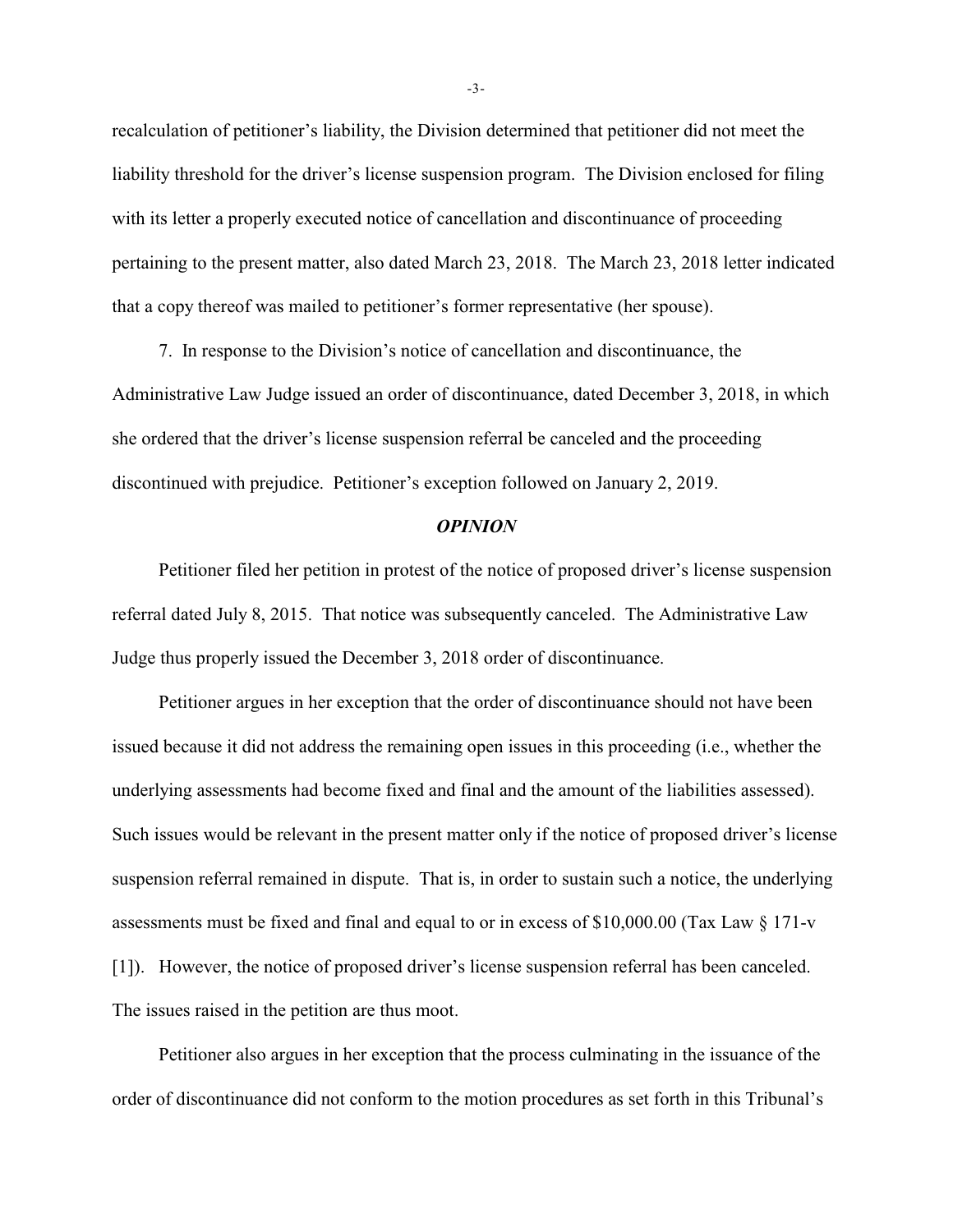recalculation of petitioner's liability, the Division determined that petitioner did not meet the liability threshold for the driver's license suspension program. The Division enclosed for filing with its letter a properly executed notice of cancellation and discontinuance of proceeding pertaining to the present matter, also dated March 23, 2018. The March 23, 2018 letter indicated that a copy thereof was mailed to petitioner's former representative (her spouse).

7. In response to the Division's notice of cancellation and discontinuance, the Administrative Law Judge issued an order of discontinuance, dated December 3, 2018, in which she ordered that the driver's license suspension referral be canceled and the proceeding discontinued with prejudice. Petitioner's exception followed on January 2, 2019.

## *OPINION*

Petitioner filed her petition in protest of the notice of proposed driver's license suspension referral dated July 8, 2015. That notice was subsequently canceled. The Administrative Law Judge thus properly issued the December 3, 2018 order of discontinuance.

Petitioner argues in her exception that the order of discontinuance should not have been issued because it did not address the remaining open issues in this proceeding (i.e., whether the underlying assessments had become fixed and final and the amount of the liabilities assessed). Such issues would be relevant in the present matter only if the notice of proposed driver's license suspension referral remained in dispute. That is, in order to sustain such a notice, the underlying assessments must be fixed and final and equal to or in excess of $10,000.00 (Tax Law § 171-v [1]). However, the notice of proposed driver's license suspension referral has been canceled. The issues raised in the petition are thus moot.

Petitioner also argues in her exception that the process culminating in the issuance of the order of discontinuance did not conform to the motion procedures as set forth in this Tribunal's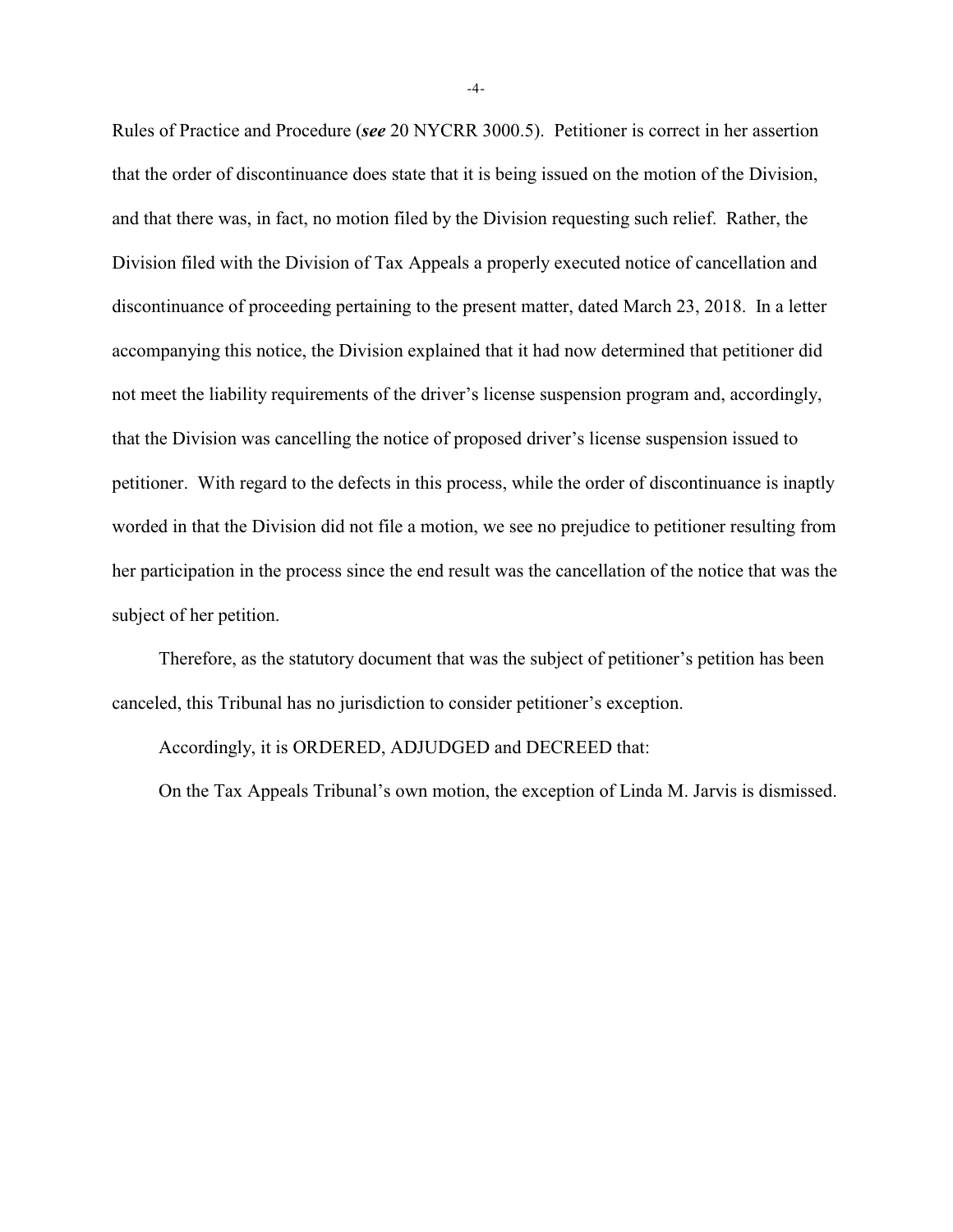Rules of Practice and Procedure (***see*** 20 NYCRR 3000.5). Petitioner is correct in her assertion that the order of discontinuance does state that it is being issued on the motion of the Division, and that there was, in fact, no motion filed by the Division requesting such relief. Rather, the Division filed with the Division of Tax Appeals a properly executed notice of cancellation and discontinuance of proceeding pertaining to the present matter, dated March 23, 2018. In a letter accompanying this notice, the Division explained that it had now determined that petitioner did not meet the liability requirements of the driver's license suspension program and, accordingly, that the Division was cancelling the notice of proposed driver's license suspension issued to petitioner. With regard to the defects in this process, while the order of discontinuance is inaptly worded in that the Division did not file a motion, we see no prejudice to petitioner resulting from her participation in the process since the end result was the cancellation of the notice that was the subject of her petition.

Therefore, as the statutory document that was the subject of petitioner's petition has been canceled, this Tribunal has no jurisdiction to consider petitioner's exception.

Accordingly, it is ORDERED, ADJUDGED and DECREED that:

On the Tax Appeals Tribunal's own motion, the exception of Linda M. Jarvis is dismissed.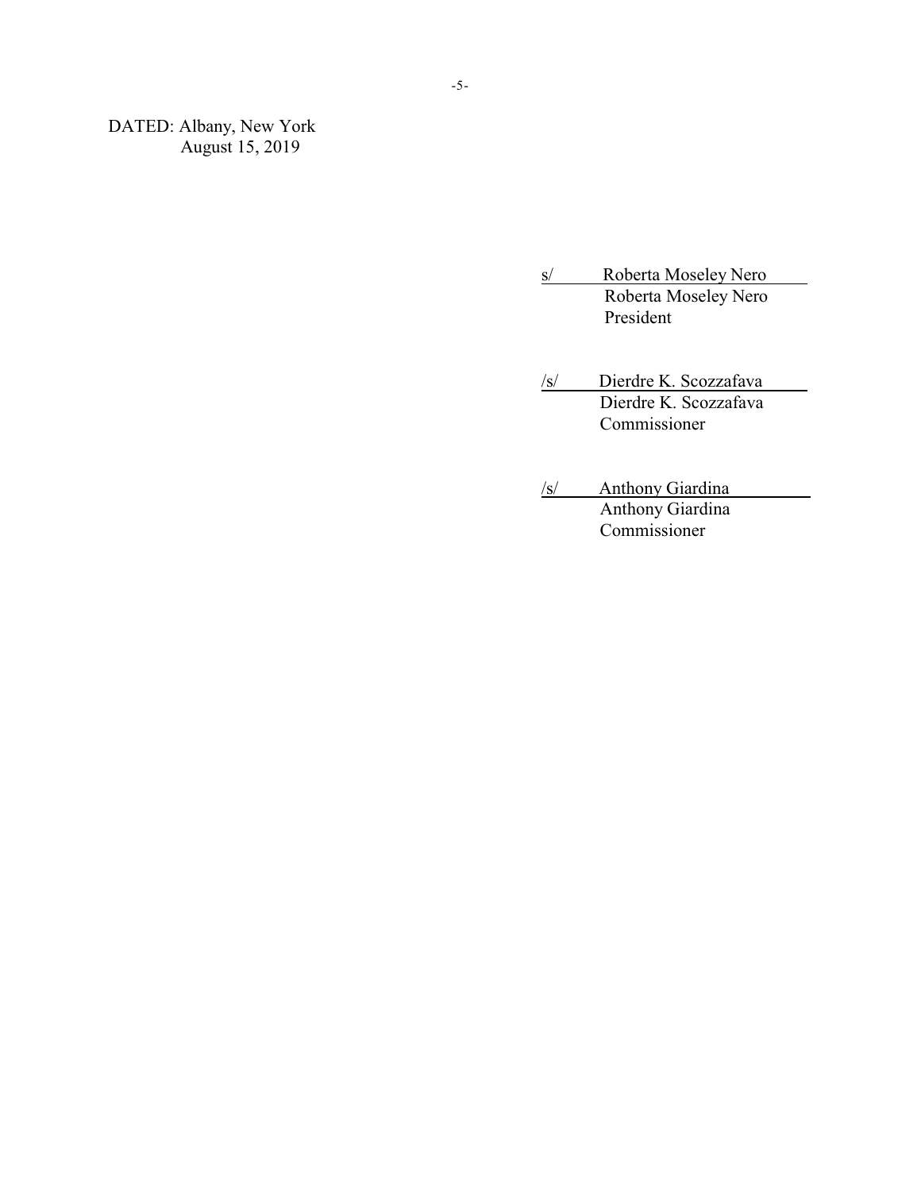DATED: Albany, New York
August 15, 2019

s/ Roberta Moseley Nero
Roberta Moseley Nero
President

/s/ Dierdre K. Scozzafava
Dierdre K. Scozzafava
Commissioner

/s/ Anthony Giardina
Anthony Giardina
Commissioner